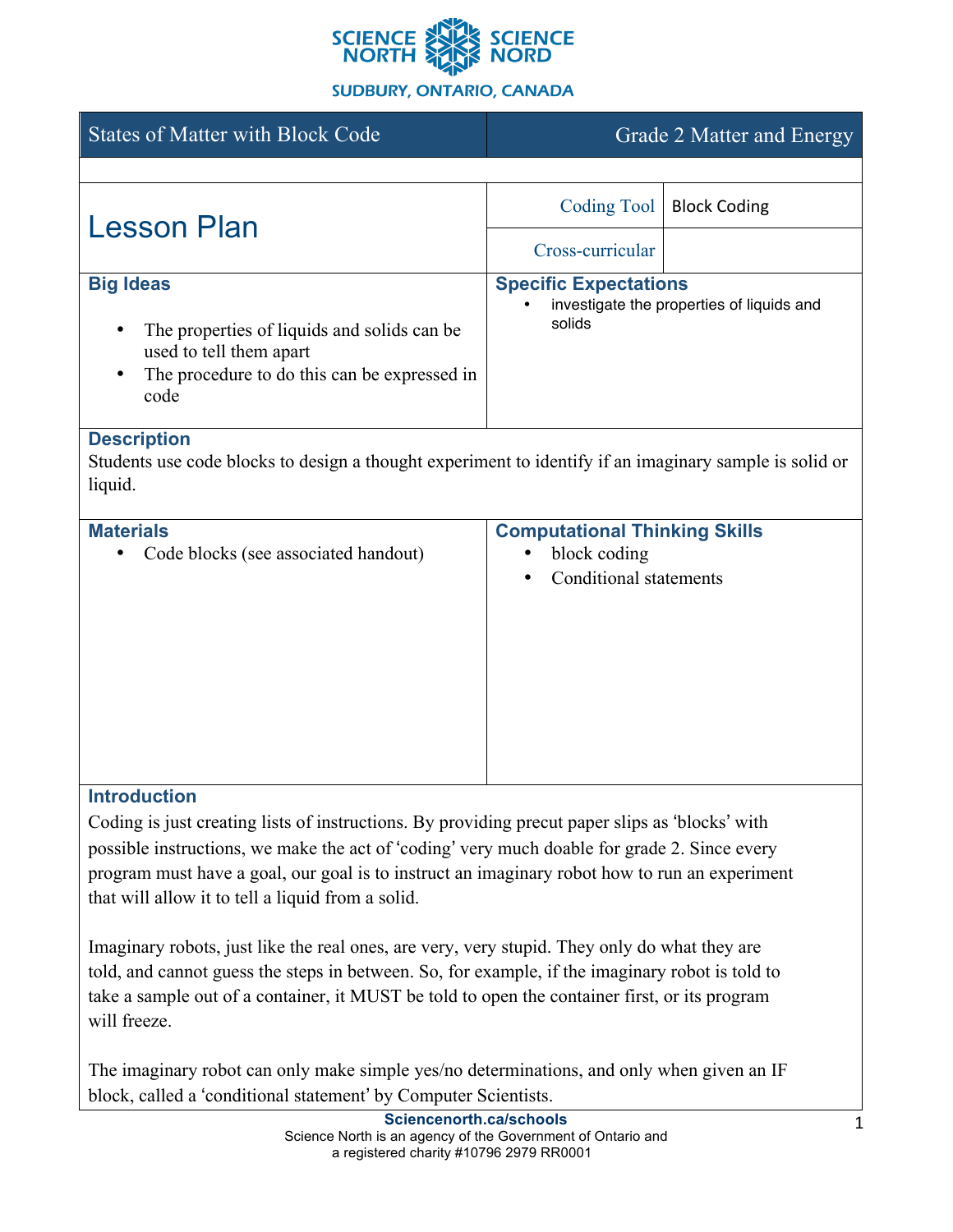SCIENCE NORTH SCIENCE NORD

SUDBURY, ONTARIO, CANADA

| States of Matter with Block Code | Grade 2 Matter and Energy |
|---|---|

# Lesson Plan

| | |
|---|---|
| Coding Tool | Block Coding |
| Cross-curricular | |

## Big Ideas

- The properties of liquids and solids can be used to tell them apart
- The procedure to do this can be expressed in code

## Specific Expectations

- investigate the properties of liquids and solids

## Description

Students use code blocks to design a thought experiment to identify if an imaginary sample is solid or liquid.

## Materials

- Code blocks (see associated handout)

## Computational Thinking Skills

- block coding
- Conditional statements

## Introduction

Coding is just creating lists of instructions. By providing precut paper slips as 'blocks' with possible instructions, we make the act of 'coding' very much doable for grade 2. Since every program must have a goal, our goal is to instruct an imaginary robot how to run an experiment that will allow it to tell a liquid from a solid.

Imaginary robots, just like the real ones, are very, very stupid. They only do what they are told, and cannot guess the steps in between. So, for example, if the imaginary robot is told to take a sample out of a container, it MUST be told to open the container first, or its program will freeze.

The imaginary robot can only make simple yes/no determinations, and only when given an IF block, called a 'conditional statement' by Computer Scientists.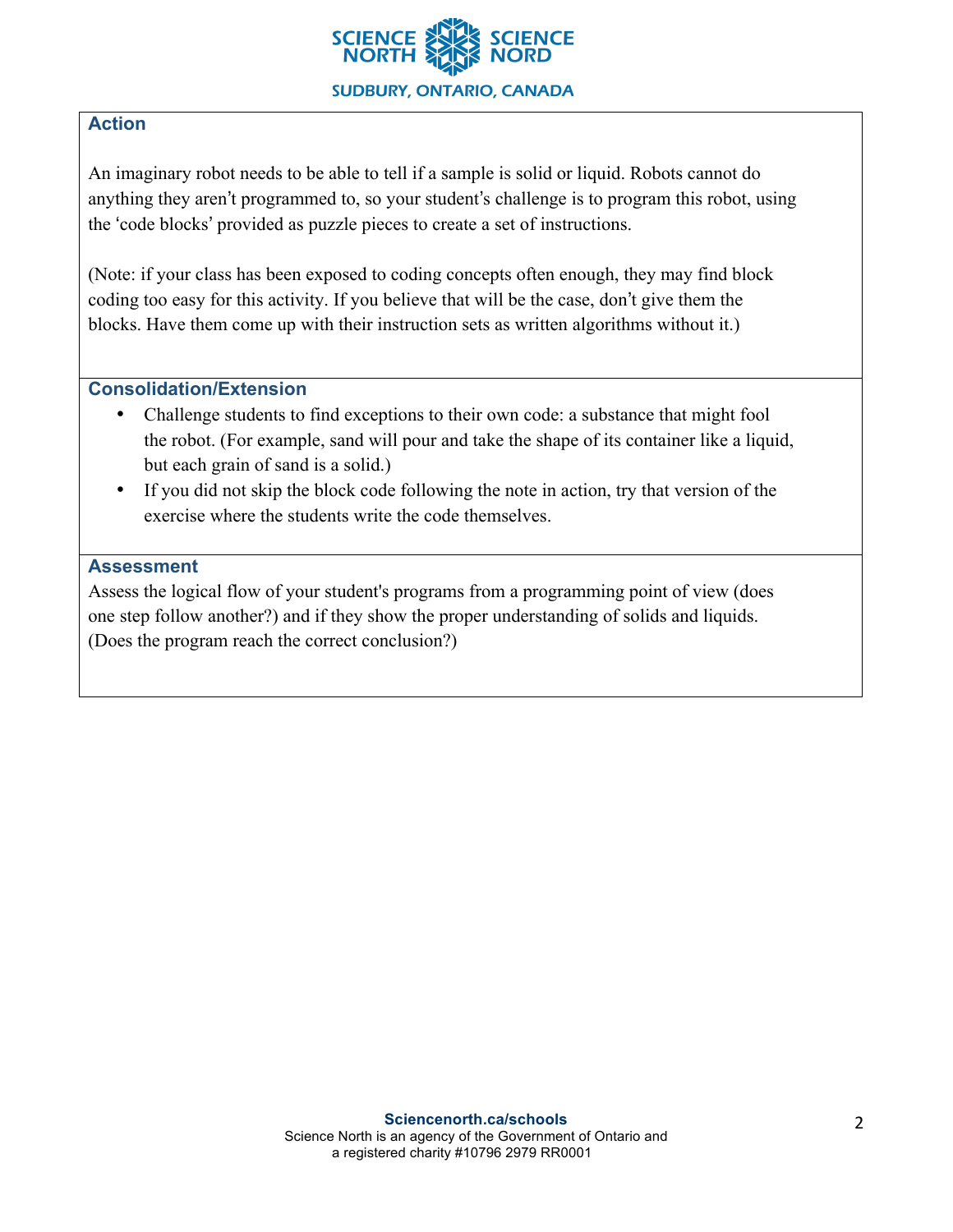## Action

An imaginary robot needs to be able to tell if a sample is solid or liquid. Robots cannot do anything they aren't programmed to, so your student's challenge is to program this robot, using the 'code blocks' provided as puzzle pieces to create a set of instructions.

(Note: if your class has been exposed to coding concepts often enough, they may find block coding too easy for this activity. If you believe that will be the case, don't give them the blocks. Have them come up with their instruction sets as written algorithms without it.)

## Consolidation/Extension

- Challenge students to find exceptions to their own code: a substance that might fool the robot. (For example, sand will pour and take the shape of its container like a liquid, but each grain of sand is a solid.)
- If you did not skip the block code following the note in action, try that version of the exercise where the students write the code themselves.

## Assessment

Assess the logical flow of your student's programs from a programming point of view (does one step follow another?) and if they show the proper understanding of solids and liquids. (Does the program reach the correct conclusion?)